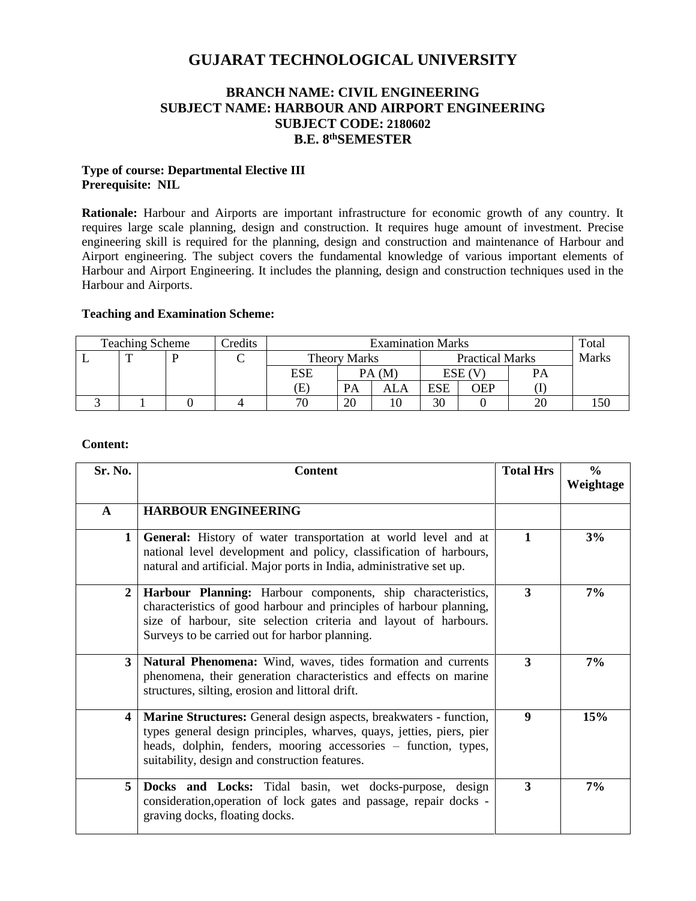# GUJARAT TECHNOLOGICAL UNIVERSITY

## BRANCH NAME: CIVIL ENGINEERING
## SUBJECT NAME: HARBOUR AND AIRPORT ENGINEERING
## SUBJECT CODE: 2180602
## B.E. 8thSEMESTER

**Type of course: Departmental Elective III**
**Prerequisite: NIL**

**Rationale:** Harbour and Airports are important infrastructure for economic growth of any country. It requires large scale planning, design and construction. It requires huge amount of investment. Precise engineering skill is required for the planning, design and construction and maintenance of Harbour and Airport engineering. The subject covers the fundamental knowledge of various important elements of Harbour and Airport Engineering. It includes the planning, design and construction techniques used in the Harbour and Airports.

**Teaching and Examination Scheme:**

| Teaching Scheme | | | Credits | Examination Marks | | | | | | Total Marks |
|---|---|---|---|---|---|---|---|---|---|---|
| L | T | P | C | Theory Marks | | | Practical Marks | | | |
| | | | | ESE (E) | PA (M) | | ESE (V) | | PA (I) | |
| | | | | | PA | ALA | ESE | OEP | | |
| 3 | 1 | 0 | 4 | 70 | 20 | 10 | 30 | 0 | 20 | 150 |

**Content:**

| Sr. No. | Content | Total Hrs | % Weightage |
|---|---|---|---|
| **A** | **HARBOUR ENGINEERING** | | |
| **1** | **General:** History of water transportation at world level and at national level development and policy, classification of harbours, natural and artificial. Major ports in India, administrative set up. | **1** | **3%** |
| **2** | **Harbour Planning:** Harbour components, ship characteristics, characteristics of good harbour and principles of harbour planning, size of harbour, site selection criteria and layout of harbours. Surveys to be carried out for harbor planning. | **3** | **7%** |
| **3** | **Natural Phenomena:** Wind, waves, tides formation and currents phenomena, their generation characteristics and effects on marine structures, silting, erosion and littoral drift. | **3** | **7%** |
| **4** | **Marine Structures:** General design aspects, breakwaters - function, types general design principles, wharves, quays, jetties, piers, pier heads, dolphin, fenders, mooring accessories – function, types, suitability, design and construction features. | **9** | **15%** |
| **5** | **Docks and Locks:** Tidal basin, wet docks-purpose, design consideration,operation of lock gates and passage, repair docks - graving docks, floating docks. | **3** | **7%** |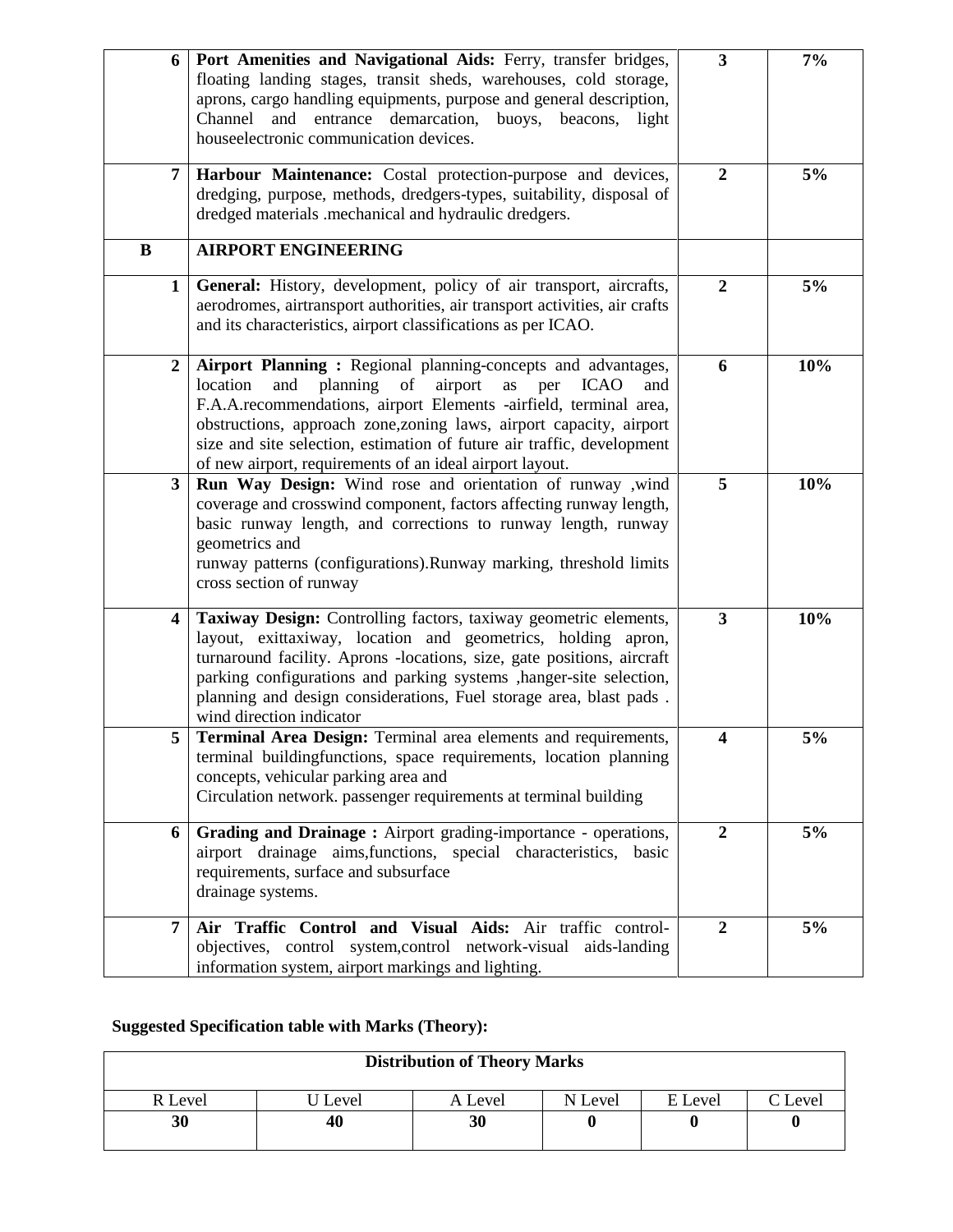| 6 | **Port Amenities and Navigational Aids:** Ferry, transfer bridges, floating landing stages, transit sheds, warehouses, cold storage, aprons, cargo handling equipments, purpose and general description, Channel and entrance demarcation, buoys, beacons, light houseelectronic communication devices. | **3** | **7%** |
|---|---|---|---|
| 7 | **Harbour Maintenance:** Costal protection-purpose and devices, dredging, purpose, methods, dredgers-types, suitability, disposal of dredged materials .mechanical and hydraulic dredgers. | **2** | **5%** |
| **B** | **AIRPORT ENGINEERING** | | |
| 1 | **General:** History, development, policy of air transport, aircrafts, aerodromes, airtransport authorities, air transport activities, air crafts and its characteristics, airport classifications as per ICAO. | **2** | **5%** |
| 2 | **Airport Planning :** Regional planning-concepts and advantages, location and planning of airport as per ICAO and F.A.A.recommendations, airport Elements -airfield, terminal area, obstructions, approach zone,zoning laws, airport capacity, airport size and site selection, estimation of future air traffic, development of new airport, requirements of an ideal airport layout. | **6** | **10%** |
| 3 | **Run Way Design:** Wind rose and orientation of runway ,wind coverage and crosswind component, factors affecting runway length, basic runway length, and corrections to runway length, runway geometrics and runway patterns (configurations).Runway marking, threshold limits cross section of runway | **5** | **10%** |
| 4 | **Taxiway Design:** Controlling factors, taxiway geometric elements, layout, exittaxiway, location and geometrics, holding apron, turnaround facility. Aprons -locations, size, gate positions, aircraft parking configurations and parking systems ,hanger-site selection, planning and design considerations, Fuel storage area, blast pads . wind direction indicator | **3** | **10%** |
| 5 | **Terminal Area Design:** Terminal area elements and requirements, terminal buildingfunctions, space requirements, location planning concepts, vehicular parking area and Circulation network. passenger requirements at terminal building | **4** | **5%** |
| 6 | **Grading and Drainage :** Airport grading-importance - operations, airport drainage aims,functions, special characteristics, basic requirements, surface and subsurface drainage systems. | **2** | **5%** |
| 7 | **Air Traffic Control and Visual Aids:** Air traffic control-objectives, control system,control network-visual aids-landing information system, airport markings and lighting. | **2** | **5%** |

**Suggested Specification table with Marks (Theory):**

| **Distribution of Theory Marks** | | | | | |
|---|---|---|---|---|---|
| R Level | U Level | A Level | N Level | E Level | C Level |
| **30** | **40** | **30** | **0** | **0** | **0** |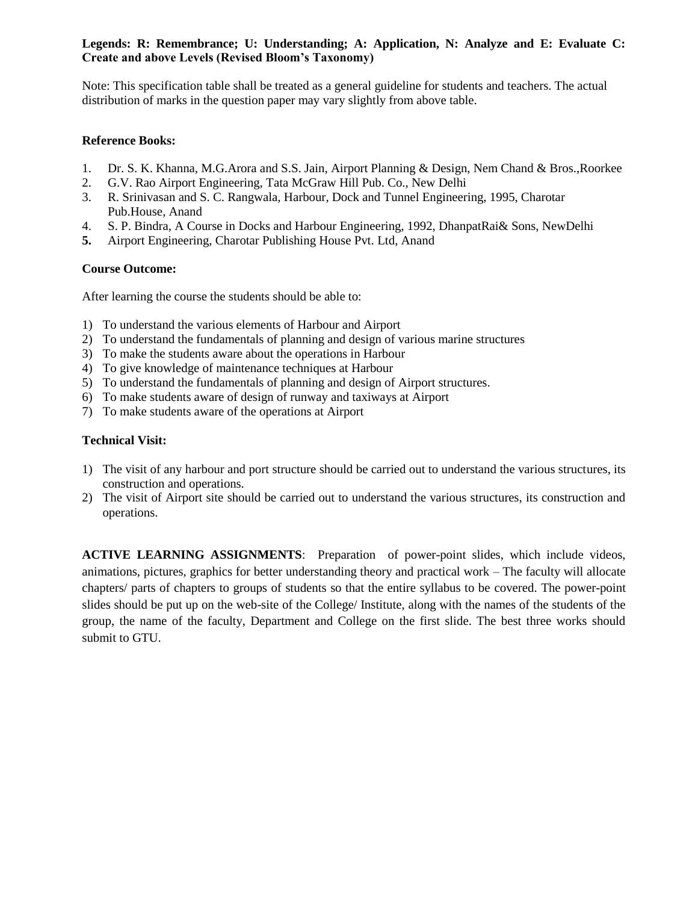**Legends: R: Remembrance; U: Understanding; A: Application, N: Analyze and E: Evaluate C: Create and above Levels (Revised Bloom's Taxonomy)**

Note: This specification table shall be treated as a general guideline for students and teachers. The actual distribution of marks in the question paper may vary slightly from above table.

**Reference Books:**

1. Dr. S. K. Khanna, M.G.Arora and S.S. Jain, Airport Planning & Design, Nem Chand & Bros.,Roorkee
2. G.V. Rao Airport Engineering, Tata McGraw Hill Pub. Co., New Delhi
3. R. Srinivasan and S. C. Rangwala, Harbour, Dock and Tunnel Engineering, 1995, Charotar Pub.House, Anand
4. S. P. Bindra, A Course in Docks and Harbour Engineering, 1992, DhanpatRai& Sons, NewDelhi
5. Airport Engineering, Charotar Publishing House Pvt. Ltd, Anand

**Course Outcome:**

After learning the course the students should be able to:

1) To understand the various elements of Harbour and Airport
2) To understand the fundamentals of planning and design of various marine structures
3) To make the students aware about the operations in Harbour
4) To give knowledge of maintenance techniques at Harbour
5) To understand the fundamentals of planning and design of Airport structures.
6) To make students aware of design of runway and taxiways at Airport
7) To make students aware of the operations at Airport

**Technical Visit:**

1) The visit of any harbour and port structure should be carried out to understand the various structures, its construction and operations.
2) The visit of Airport site should be carried out to understand the various structures, its construction and operations.

**ACTIVE LEARNING ASSIGNMENTS**: Preparation of power-point slides, which include videos, animations, pictures, graphics for better understanding theory and practical work – The faculty will allocate chapters/ parts of chapters to groups of students so that the entire syllabus to be covered. The power-point slides should be put up on the web-site of the College/ Institute, along with the names of the students of the group, the name of the faculty, Department and College on the first slide. The best three works should submit to GTU.